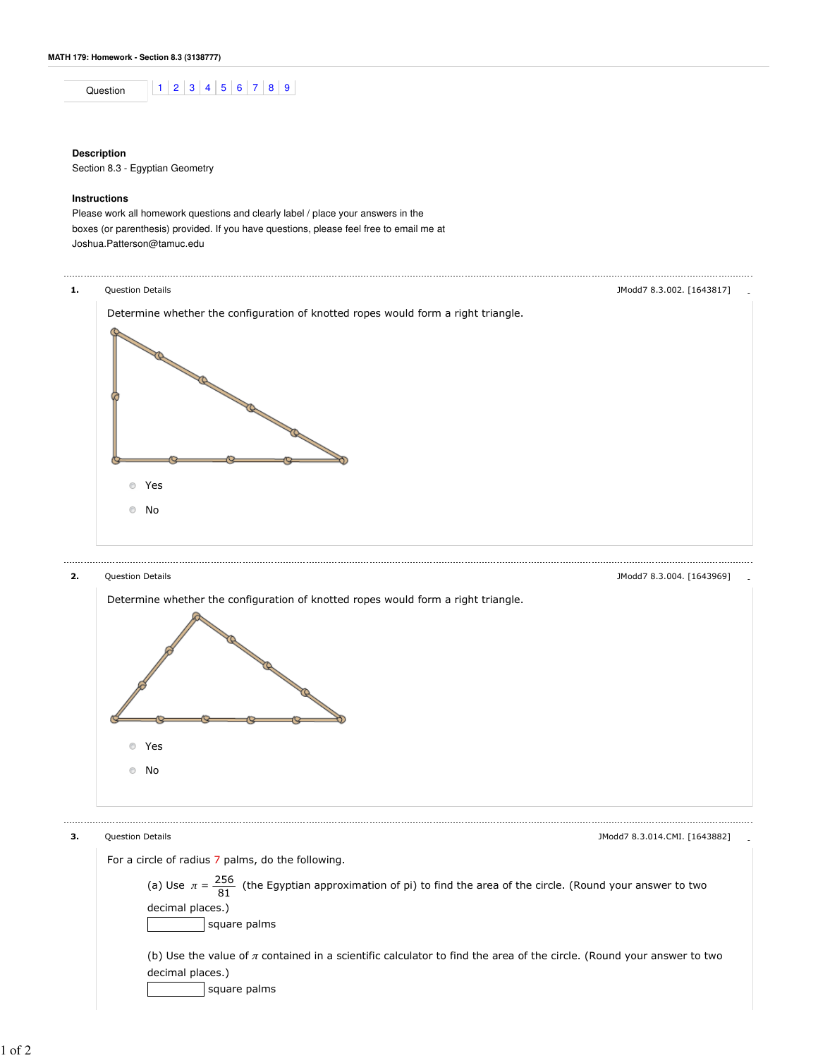MATH 179: Homework - Section 8.3 (3138777)

Question 1 | 2 | 3 | 4 | 5 | 6 | 7 | 8 | 9

**Description**

Section 8.3 - Egyptian Geometry

**Instructions**

Please work all homework questions and clearly label / place your answers in the boxes (or parenthesis) provided. If you have questions, please feel free to email me at Joshua.Patterson@tamuc.edu

---

**1.** Question Details — JModd7 8.3.002. [1643817]

Determine whether the configuration of knotted ropes would form a right triangle.

- Yes
- No

---

**2.** Question Details — JModd7 8.3.004. [1643969]

Determine whether the configuration of knotted ropes would form a right triangle.

- Yes
- No

---

**3.** Question Details — JModd7 8.3.014.CMI. [1643882]

For a circle of radius 7 palms, do the following.

(a) Use $\pi = \frac{256}{81}$ (the Egyptian approximation of pi) to find the area of the circle. (Round your answer to two decimal places.)

[ ] square palms

(b) Use the value of $\pi$ contained in a scientific calculator to find the area of the circle. (Round your answer to two decimal places.)

[ ] square palms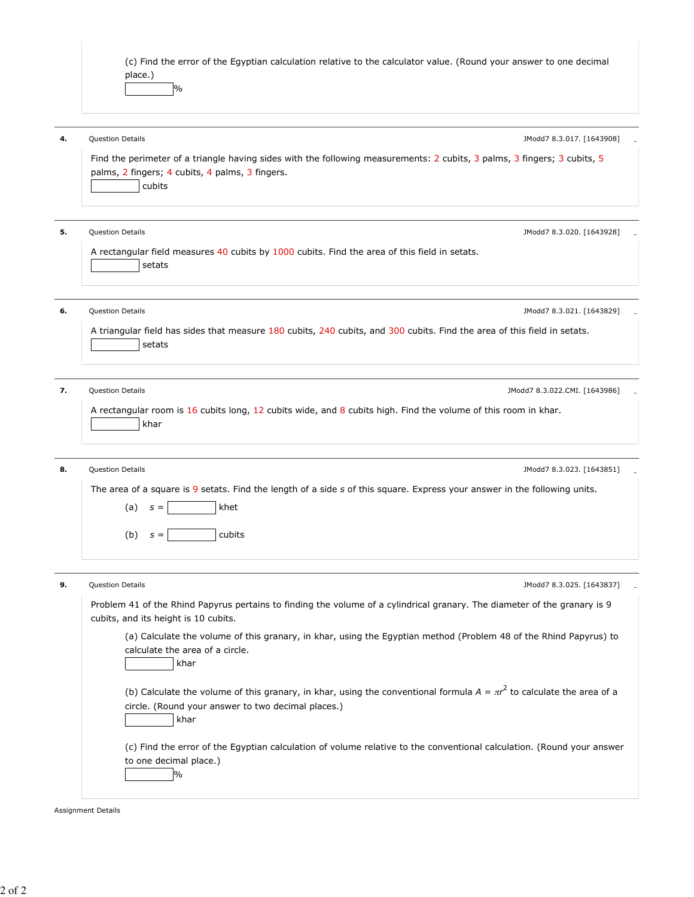(c) Find the error of the Egyptian calculation relative to the calculator value. (Round your answer to one decimal place.)

______ %

---

**4.** Question Details — JModd7 8.3.017. [1643908]

Find the perimeter of a triangle having sides with the following measurements: 2 cubits, 3 palms, 3 fingers; 3 cubits, 5 palms, 2 fingers; 4 cubits, 4 palms, 3 fingers.

______ cubits

---

**5.** Question Details — JModd7 8.3.020. [1643928]

A rectangular field measures 40 cubits by 1000 cubits. Find the area of this field in setats.

______ setats

---

**6.** Question Details — JModd7 8.3.021. [1643829]

A triangular field has sides that measure 180 cubits, 240 cubits, and 300 cubits. Find the area of this field in setats.

______ setats

---

**7.** Question Details — JModd7 8.3.022.CMI. [1643986]

A rectangular room is 16 cubits long, 12 cubits wide, and 8 cubits high. Find the volume of this room in khar.

______ khar

---

**8.** Question Details — JModd7 8.3.023. [1643851]

The area of a square is 9 setats. Find the length of a side $s$ of this square. Express your answer in the following units.

(a) $s$ = ______ khet

(b) $s$ = ______ cubits

---

**9.** Question Details — JModd7 8.3.025. [1643837]

Problem 41 of the Rhind Papyrus pertains to finding the volume of a cylindrical granary. The diameter of the granary is 9 cubits, and its height is 10 cubits.

(a) Calculate the volume of this granary, in khar, using the Egyptian method (Problem 48 of the Rhind Papyrus) to calculate the area of a circle.

______ khar

(b) Calculate the volume of this granary, in khar, using the conventional formula $A = \pi r^2$ to calculate the area of a circle. (Round your answer to two decimal places.)

______ khar

(c) Find the error of the Egyptian calculation of volume relative to the conventional calculation. (Round your answer to one decimal place.)

______ %

---

Assignment Details